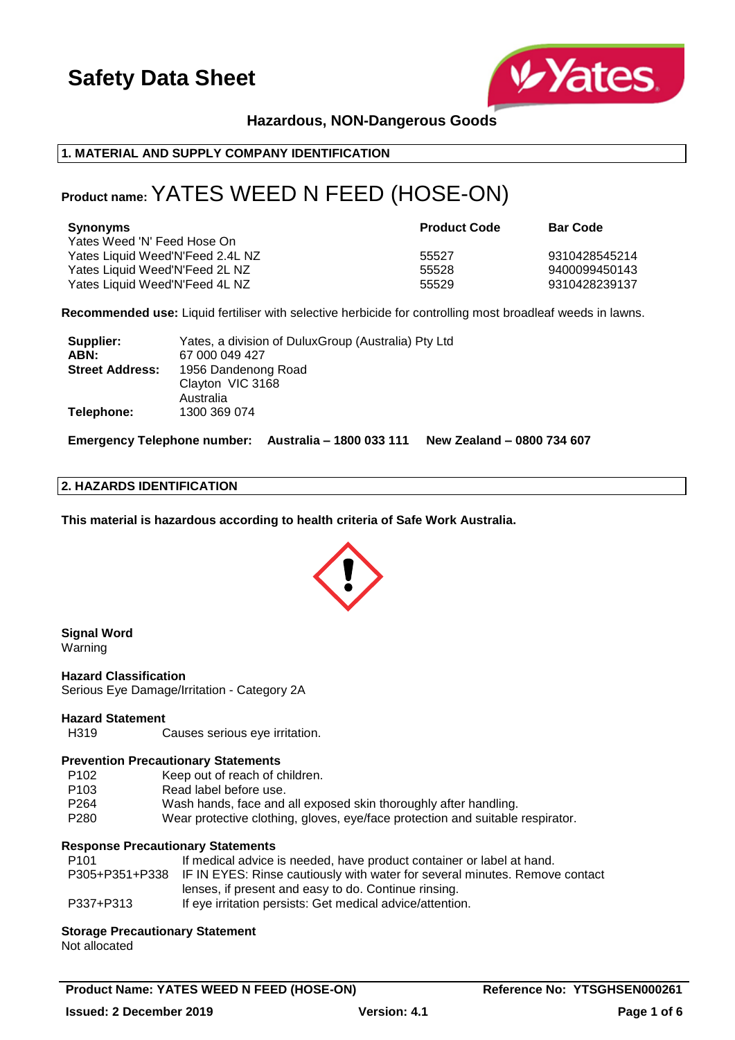# Safety Data Sheet

**Hazardous, NON-Dangerous Goods**

## 1. MATERIAL AND SUPPLY COMPANY IDENTIFICATION

**Product name:** YATES WEED N FEED (HOSE-ON)

| Synonyms | Product Code | Bar Code |
| --- | --- | --- |
| Yates Weed 'N' Feed Hose On | | |
| Yates Liquid Weed'N'Feed 2.4L NZ | 55527 | 9310428545214 |
| Yates Liquid Weed'N'Feed 2L NZ | 55528 | 9400099450143 |
| Yates Liquid Weed'N'Feed 4L NZ | 55529 | 9310428239137 |

**Recommended use:** Liquid fertiliser with selective herbicide for controlling most broadleaf weeds in lawns.

| | |
| --- | --- |
| **Supplier:** | Yates, a division of DuluxGroup (Australia) Pty Ltd |
| **ABN:** | 67 000 049 427 |
| **Street Address:** | 1956 Dandenong Road<br>Clayton VIC 3168<br>Australia |
| **Telephone:** | 1300 369 074 |

**Emergency Telephone number: Australia – 1800 033 111 New Zealand – 0800 734 607**

## 2. HAZARDS IDENTIFICATION

**This material is hazardous according to health criteria of Safe Work Australia.**

**Signal Word**
Warning

**Hazard Classification**
Serious Eye Damage/Irritation - Category 2A

**Hazard Statement**

| | |
| --- | --- |
| H319 | Causes serious eye irritation. |

**Prevention Precautionary Statements**

| | |
| --- | --- |
| P102 | Keep out of reach of children. |
| P103 | Read label before use. |
| P264 | Wash hands, face and all exposed skin thoroughly after handling. |
| P280 | Wear protective clothing, gloves, eye/face protection and suitable respirator. |

**Response Precautionary Statements**

| | |
| --- | --- |
| P101 | If medical advice is needed, have product container or label at hand. |
| P305+P351+P338 | IF IN EYES: Rinse cautiously with water for several minutes. Remove contact lenses, if present and easy to do. Continue rinsing. |
| P337+P313 | If eye irritation persists: Get medical advice/attention. |

**Storage Precautionary Statement**
Not allocated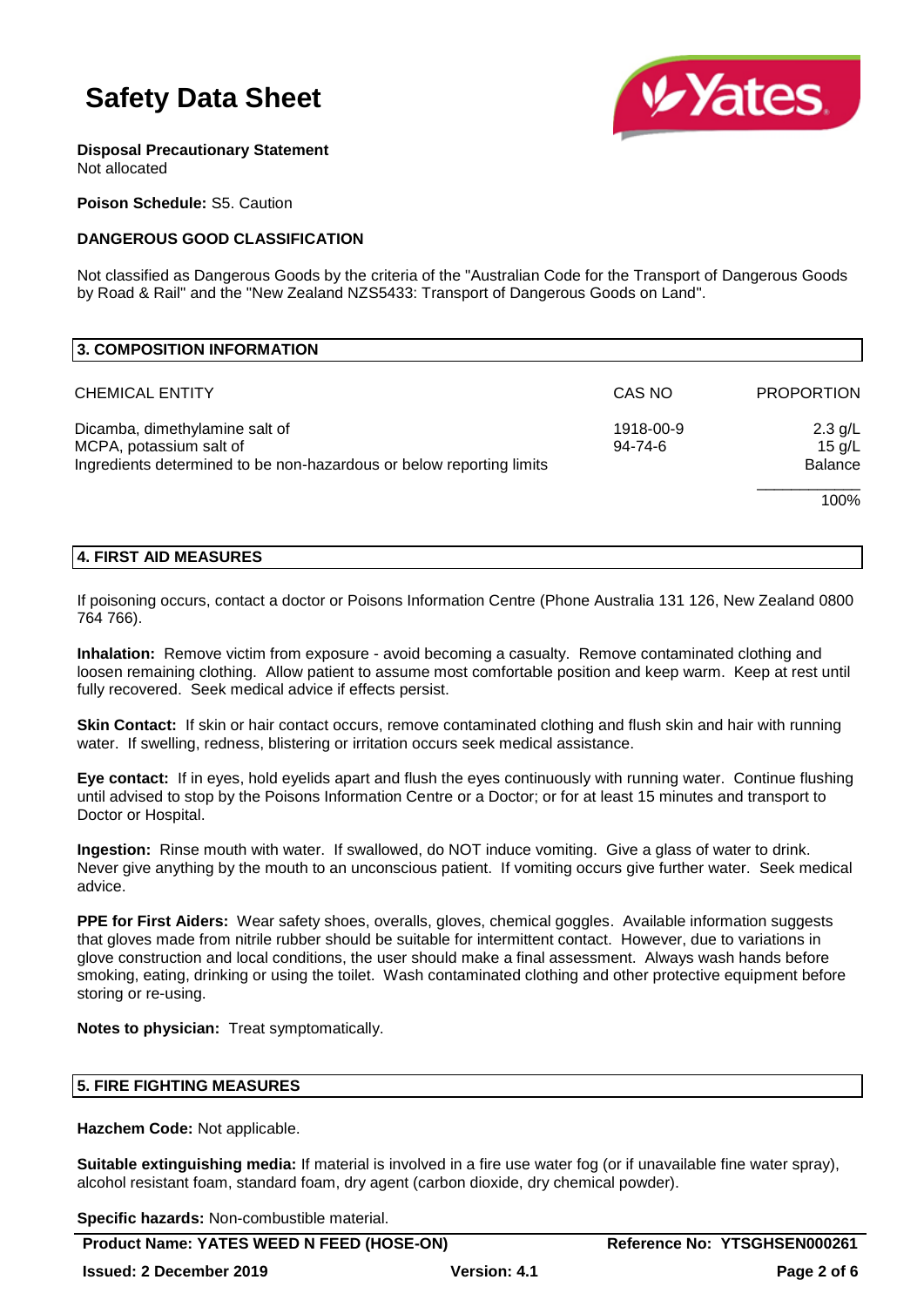**Disposal Precautionary Statement**
Not allocated

**Poison Schedule:** S5. Caution

**DANGEROUS GOOD CLASSIFICATION**

Not classified as Dangerous Goods by the criteria of the "Australian Code for the Transport of Dangerous Goods by Road & Rail" and the "New Zealand NZS5433: Transport of Dangerous Goods on Land".

## 3. COMPOSITION INFORMATION

| CHEMICAL ENTITY | CAS NO | PROPORTION |
|---|---|---|
| Dicamba, dimethylamine salt of | 1918-00-9 | 2.3 g/L |
| MCPA, potassium salt of | 94-74-6 | 15 g/L |
| Ingredients determined to be non-hazardous or below reporting limits | | Balance |
| | | 100% |

## 4. FIRST AID MEASURES

If poisoning occurs, contact a doctor or Poisons Information Centre (Phone Australia 131 126, New Zealand 0800 764 766).

**Inhalation:** Remove victim from exposure - avoid becoming a casualty. Remove contaminated clothing and loosen remaining clothing. Allow patient to assume most comfortable position and keep warm. Keep at rest until fully recovered. Seek medical advice if effects persist.

**Skin Contact:** If skin or hair contact occurs, remove contaminated clothing and flush skin and hair with running water. If swelling, redness, blistering or irritation occurs seek medical assistance.

**Eye contact:** If in eyes, hold eyelids apart and flush the eyes continuously with running water. Continue flushing until advised to stop by the Poisons Information Centre or a Doctor; or for at least 15 minutes and transport to Doctor or Hospital.

**Ingestion:** Rinse mouth with water. If swallowed, do NOT induce vomiting. Give a glass of water to drink. Never give anything by the mouth to an unconscious patient. If vomiting occurs give further water. Seek medical advice.

**PPE for First Aiders:** Wear safety shoes, overalls, gloves, chemical goggles. Available information suggests that gloves made from nitrile rubber should be suitable for intermittent contact. However, due to variations in glove construction and local conditions, the user should make a final assessment. Always wash hands before smoking, eating, drinking or using the toilet. Wash contaminated clothing and other protective equipment before storing or re-using.

**Notes to physician:** Treat symptomatically.

## 5. FIRE FIGHTING MEASURES

**Hazchem Code:** Not applicable.

**Suitable extinguishing media:** If material is involved in a fire use water fog (or if unavailable fine water spray), alcohol resistant foam, standard foam, dry agent (carbon dioxide, dry chemical powder).

**Specific hazards:** Non-combustible material.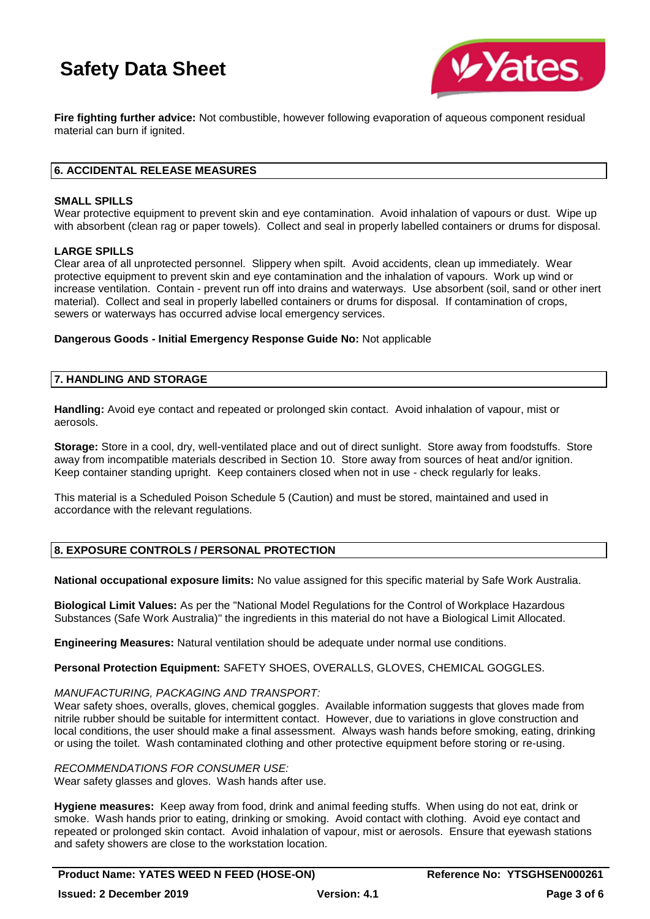**Fire fighting further advice:** Not combustible, however following evaporation of aqueous component residual material can burn if ignited.

## 6. ACCIDENTAL RELEASE MEASURES

### SMALL SPILLS

Wear protective equipment to prevent skin and eye contamination. Avoid inhalation of vapours or dust. Wipe up with absorbent (clean rag or paper towels). Collect and seal in properly labelled containers or drums for disposal.

### LARGE SPILLS

Clear area of all unprotected personnel. Slippery when spilt. Avoid accidents, clean up immediately. Wear protective equipment to prevent skin and eye contamination and the inhalation of vapours. Work up wind or increase ventilation. Contain - prevent run off into drains and waterways. Use absorbent (soil, sand or other inert material). Collect and seal in properly labelled containers or drums for disposal. If contamination of crops, sewers or waterways has occurred advise local emergency services.

**Dangerous Goods - Initial Emergency Response Guide No:** Not applicable

## 7. HANDLING AND STORAGE

**Handling:** Avoid eye contact and repeated or prolonged skin contact. Avoid inhalation of vapour, mist or aerosols.

**Storage:** Store in a cool, dry, well-ventilated place and out of direct sunlight. Store away from foodstuffs. Store away from incompatible materials described in Section 10. Store away from sources of heat and/or ignition. Keep container standing upright. Keep containers closed when not in use - check regularly for leaks.

This material is a Scheduled Poison Schedule 5 (Caution) and must be stored, maintained and used in accordance with the relevant regulations.

## 8. EXPOSURE CONTROLS / PERSONAL PROTECTION

**National occupational exposure limits:** No value assigned for this specific material by Safe Work Australia.

**Biological Limit Values:** As per the "National Model Regulations for the Control of Workplace Hazardous Substances (Safe Work Australia)" the ingredients in this material do not have a Biological Limit Allocated.

**Engineering Measures:** Natural ventilation should be adequate under normal use conditions.

**Personal Protection Equipment:** SAFETY SHOES, OVERALLS, GLOVES, CHEMICAL GOGGLES.

*MANUFACTURING, PACKAGING AND TRANSPORT:*
Wear safety shoes, overalls, gloves, chemical goggles. Available information suggests that gloves made from nitrile rubber should be suitable for intermittent contact. However, due to variations in glove construction and local conditions, the user should make a final assessment. Always wash hands before smoking, eating, drinking or using the toilet. Wash contaminated clothing and other protective equipment before storing or re-using.

*RECOMMENDATIONS FOR CONSUMER USE:*
Wear safety glasses and gloves. Wash hands after use.

**Hygiene measures:** Keep away from food, drink and animal feeding stuffs. When using do not eat, drink or smoke. Wash hands prior to eating, drinking or smoking. Avoid contact with clothing. Avoid eye contact and repeated or prolonged skin contact. Avoid inhalation of vapour, mist or aerosols. Ensure that eyewash stations and safety showers are close to the workstation location.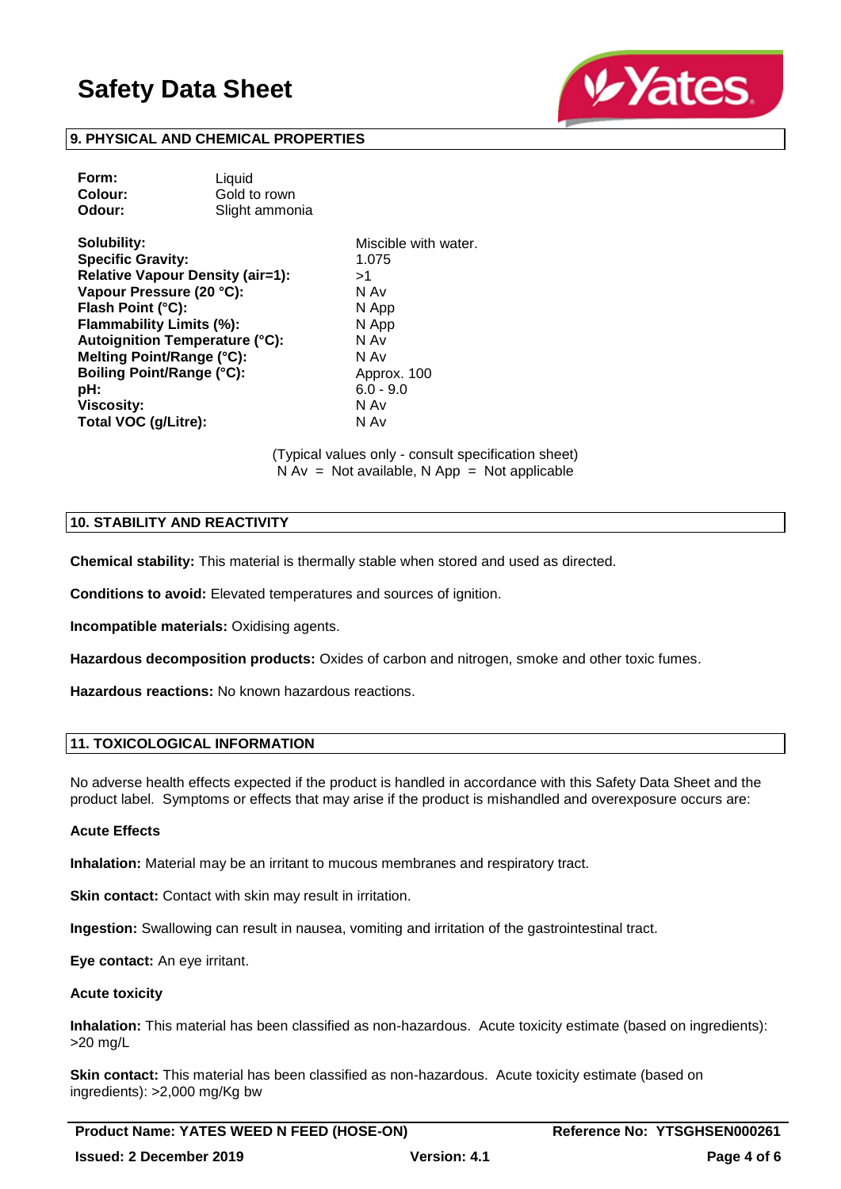## 9. PHYSICAL AND CHEMICAL PROPERTIES

**Form:** Liquid
**Colour:** Gold to rown
**Odour:** Slight ammonia

| | |
|---|---|
| **Solubility:** | Miscible with water. |
| **Specific Gravity:** | 1.075 |
| **Relative Vapour Density (air=1):** | >1 |
| **Vapour Pressure (20 °C):** | N Av |
| **Flash Point (°C):** | N App |
| **Flammability Limits (%):** | N App |
| **Autoignition Temperature (°C):** | N Av |
| **Melting Point/Range (°C):** | N Av |
| **Boiling Point/Range (°C):** | Approx. 100 |
| **pH:** | 6.0 - 9.0 |
| **Viscosity:** | N Av |
| **Total VOC (g/Litre):** | N Av |

(Typical values only - consult specification sheet)
N Av = Not available, N App = Not applicable

## 10. STABILITY AND REACTIVITY

**Chemical stability:** This material is thermally stable when stored and used as directed.

**Conditions to avoid:** Elevated temperatures and sources of ignition.

**Incompatible materials:** Oxidising agents.

**Hazardous decomposition products:** Oxides of carbon and nitrogen, smoke and other toxic fumes.

**Hazardous reactions:** No known hazardous reactions.

## 11. TOXICOLOGICAL INFORMATION

No adverse health effects expected if the product is handled in accordance with this Safety Data Sheet and the product label. Symptoms or effects that may arise if the product is mishandled and overexposure occurs are:

**Acute Effects**

**Inhalation:** Material may be an irritant to mucous membranes and respiratory tract.

**Skin contact:** Contact with skin may result in irritation.

**Ingestion:** Swallowing can result in nausea, vomiting and irritation of the gastrointestinal tract.

**Eye contact:** An eye irritant.

**Acute toxicity**

**Inhalation:** This material has been classified as non-hazardous. Acute toxicity estimate (based on ingredients): >20 mg/L

**Skin contact:** This material has been classified as non-hazardous. Acute toxicity estimate (based on ingredients): >2,000 mg/Kg bw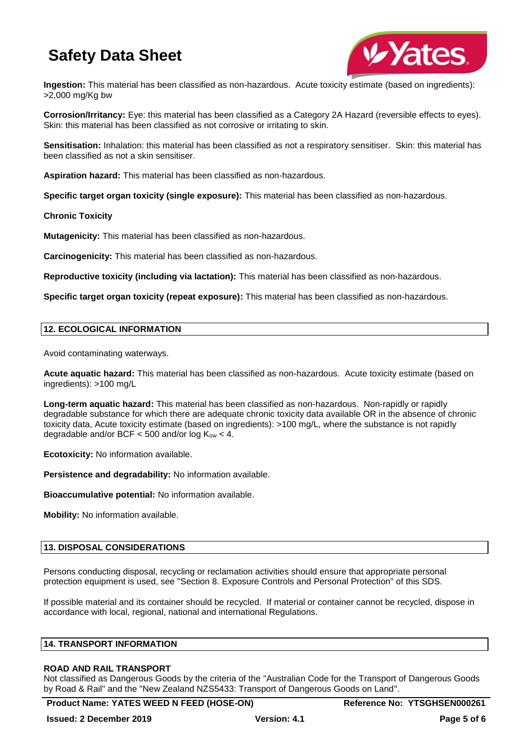**Ingestion:** This material has been classified as non-hazardous. Acute toxicity estimate (based on ingredients): >2,000 mg/Kg bw

**Corrosion/Irritancy:** Eye: this material has been classified as a Category 2A Hazard (reversible effects to eyes). Skin: this material has been classified as not corrosive or irritating to skin.

**Sensitisation:** Inhalation: this material has been classified as not a respiratory sensitiser. Skin: this material has been classified as not a skin sensitiser.

**Aspiration hazard:** This material has been classified as non-hazardous.

**Specific target organ toxicity (single exposure):** This material has been classified as non-hazardous.

**Chronic Toxicity**

**Mutagenicity:** This material has been classified as non-hazardous.

**Carcinogenicity:** This material has been classified as non-hazardous.

**Reproductive toxicity (including via lactation):** This material has been classified as non-hazardous.

**Specific target organ toxicity (repeat exposure):** This material has been classified as non-hazardous.

## 12. ECOLOGICAL INFORMATION

Avoid contaminating waterways.

**Acute aquatic hazard:** This material has been classified as non-hazardous. Acute toxicity estimate (based on ingredients): >100 mg/L

**Long-term aquatic hazard:** This material has been classified as non-hazardous. Non-rapidly or rapidly degradable substance for which there are adequate chronic toxicity data available OR in the absence of chronic toxicity data, Acute toxicity estimate (based on ingredients): >100 mg/L, where the substance is not rapidly degradable and/or BCF < 500 and/or log $K_{ow}$ < 4.

**Ecotoxicity:** No information available.

**Persistence and degradability:** No information available.

**Bioaccumulative potential:** No information available.

**Mobility:** No information available.

## 13. DISPOSAL CONSIDERATIONS

Persons conducting disposal, recycling or reclamation activities should ensure that appropriate personal protection equipment is used, see "Section 8. Exposure Controls and Personal Protection" of this SDS.

If possible material and its container should be recycled. If material or container cannot be recycled, dispose in accordance with local, regional, national and international Regulations.

## 14. TRANSPORT INFORMATION

**ROAD AND RAIL TRANSPORT**

Not classified as Dangerous Goods by the criteria of the "Australian Code for the Transport of Dangerous Goods by Road & Rail" and the "New Zealand NZS5433: Transport of Dangerous Goods on Land".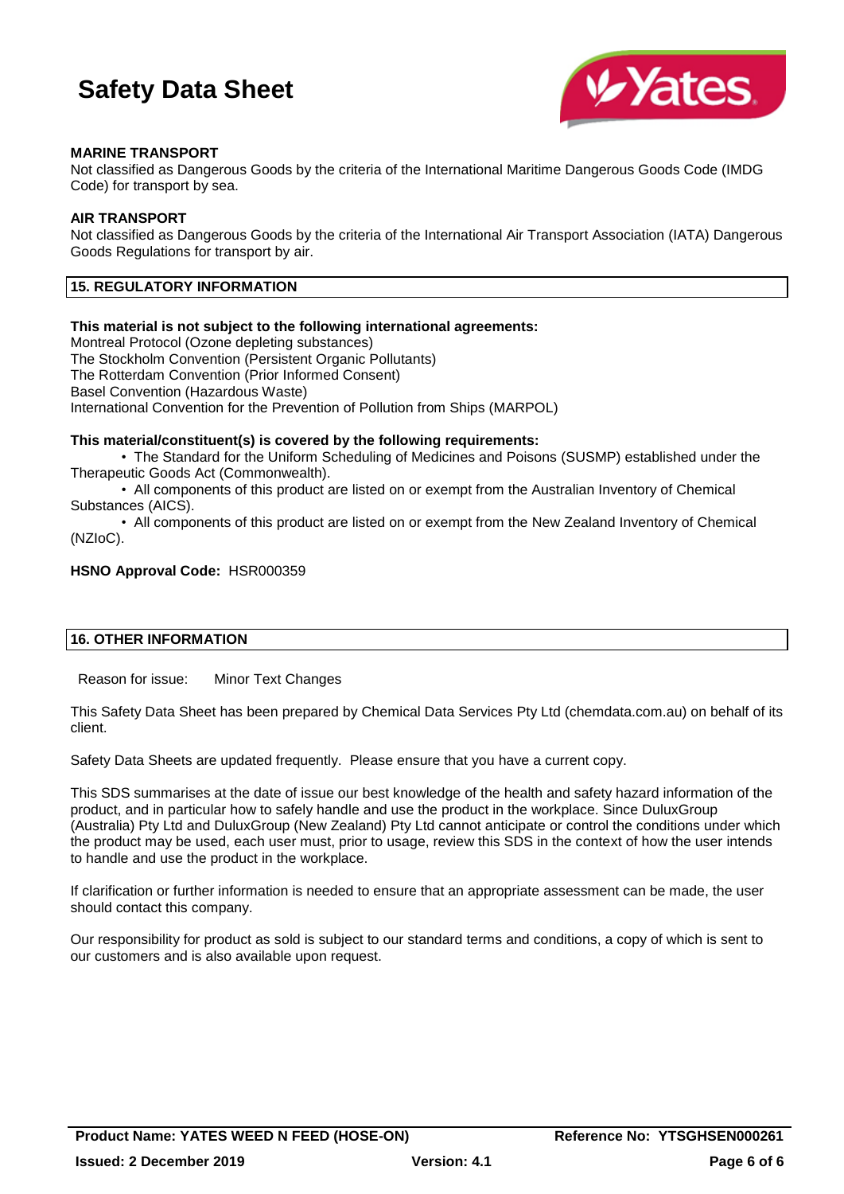#### MARINE TRANSPORT

Not classified as Dangerous Goods by the criteria of the International Maritime Dangerous Goods Code (IMDG Code) for transport by sea.

#### AIR TRANSPORT

Not classified as Dangerous Goods by the criteria of the International Air Transport Association (IATA) Dangerous Goods Regulations for transport by air.

## 15. REGULATORY INFORMATION

**This material is not subject to the following international agreements:**

Montreal Protocol (Ozone depleting substances)
The Stockholm Convention (Persistent Organic Pollutants)
The Rotterdam Convention (Prior Informed Consent)
Basel Convention (Hazardous Waste)
International Convention for the Prevention of Pollution from Ships (MARPOL)

**This material/constituent(s) is covered by the following requirements:**

- The Standard for the Uniform Scheduling of Medicines and Poisons (SUSMP) established under the Therapeutic Goods Act (Commonwealth).
- All components of this product are listed on or exempt from the Australian Inventory of Chemical Substances (AICS).
- All components of this product are listed on or exempt from the New Zealand Inventory of Chemical (NZIoC).

**HSNO Approval Code:** HSR000359

## 16. OTHER INFORMATION

Reason for issue: Minor Text Changes

This Safety Data Sheet has been prepared by Chemical Data Services Pty Ltd (chemdata.com.au) on behalf of its client.

Safety Data Sheets are updated frequently. Please ensure that you have a current copy.

This SDS summarises at the date of issue our best knowledge of the health and safety hazard information of the product, and in particular how to safely handle and use the product in the workplace. Since DuluxGroup (Australia) Pty Ltd and DuluxGroup (New Zealand) Pty Ltd cannot anticipate or control the conditions under which the product may be used, each user must, prior to usage, review this SDS in the context of how the user intends to handle and use the product in the workplace.

If clarification or further information is needed to ensure that an appropriate assessment can be made, the user should contact this company.

Our responsibility for product as sold is subject to our standard terms and conditions, a copy of which is sent to our customers and is also available upon request.